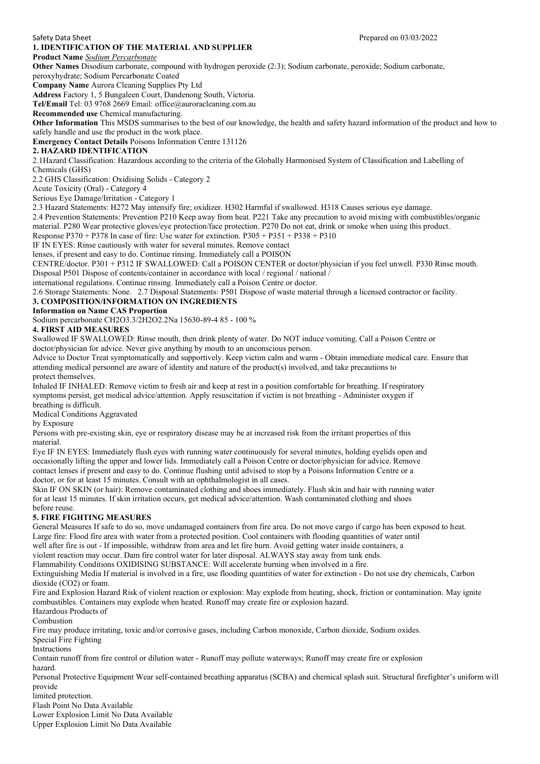Safety Data Sheet Prepared on 03/03/2022

## 1. IDENTIFICATION OF THE MATERIAL AND SUPPLIER

**Product Name** *Sodium Percarbonate*

**Other Names** Disodium carbonate, compound with hydrogen peroxide (2:3); Sodium carbonate, peroxide; Sodium carbonate, peroxyhydrate; Sodium Percarbonate Coated

**Company Name** Aurora Cleaning Supplies Pty Ltd

**Address** Factory 1, 5 Bungaleen Court, Dandenong South, Victoria.

**Tel/Email** Tel: 03 9768 2669 Email: office@auroracleaning.com.au

**Recommended use** Chemical manufacturing.

**Other Information** This MSDS summarises to the best of our knowledge, the health and safety hazard information of the product and how to safely handle and use the product in the work place.

**Emergency Contact Details** Poisons Information Centre 131126

## 2. HAZARD IDENTIFICATION

2.1Hazard Classification: Hazardous according to the criteria of the Globally Harmonised System of Classification and Labelling of Chemicals (GHS)

2.2 GHS Classification: Oxidising Solids - Category 2

Acute Toxicity (Oral) - Category 4

Serious Eye Damage/Irritation - Category 1

2.3 Hazard Statements: H272 May intensify fire; oxidizer. H302 Harmful if swallowed. H318 Causes serious eye damage.

2.4 Prevention Statements: Prevention P210 Keep away from heat. P221 Take any precaution to avoid mixing with combustibles/organic material. P280 Wear protective gloves/eye protection/face protection. P270 Do not eat, drink or smoke when using this product.

Response P370 + P378 In case of fire: Use water for extinction. P305 + P351 + P338 + P310

IF IN EYES: Rinse cautiously with water for several minutes. Remove contact lenses, if present and easy to do. Continue rinsing. Immediately call a POISON CENTRE/doctor. P301 + P312 IF SWALLOWED: Call a POISON CENTER or doctor/physician if you feel unwell. P330 Rinse mouth.

Disposal P501 Dispose of contents/container in accordance with local / regional / national / international regulations. Continue rinsing. Immediately call a Poison Centre or doctor.

2.6 Storage Statements: None. 2.7 Disposal Statements: P501 Dispose of waste material through a licensed contractor or facility.

## 3. COMPOSITION/INFORMATION ON INGREDIENTS

**Information on Name CAS Proportion**

Sodium percarbonate CH2O3.3/2H2O2.2Na 15630-89-4 85 - 100 %

## 4. FIRST AID MEASURES

Swallowed IF SWALLOWED: Rinse mouth, then drink plenty of water. Do NOT induce vomiting. Call a Poison Centre or doctor/physician for advice. Never give anything by mouth to an unconscious person.

Advice to Doctor Treat symptomatically and supportively. Keep victim calm and warm - Obtain immediate medical care. Ensure that attending medical personnel are aware of identity and nature of the product(s) involved, and take precautions to protect themselves.

Inhaled IF INHALED: Remove victim to fresh air and keep at rest in a position comfortable for breathing. If respiratory symptoms persist, get medical advice/attention. Apply resuscitation if victim is not breathing - Administer oxygen if breathing is difficult.

Medical Conditions Aggravated by Exposure

Persons with pre-existing skin, eye or respiratory disease may be at increased risk from the irritant properties of this material.

Eye IF IN EYES: Immediately flush eyes with running water continuously for several minutes, holding eyelids open and occasionally lifting the upper and lower lids. Immediately call a Poison Centre or doctor/physician for advice. Remove contact lenses if present and easy to do. Continue flushing until advised to stop by a Poisons Information Centre or a doctor, or for at least 15 minutes. Consult with an ophthalmologist in all cases.

Skin IF ON SKIN (or hair): Remove contaminated clothing and shoes immediately. Flush skin and hair with running water for at least 15 minutes. If skin irritation occurs, get medical advice/attention. Wash contaminated clothing and shoes before reuse.

## 5. FIRE FIGHTING MEASURES

General Measures If safe to do so, move undamaged containers from fire area. Do not move cargo if cargo has been exposed to heat. Large fire: Flood fire area with water from a protected position. Cool containers with flooding quantities of water until well after fire is out - If impossible, withdraw from area and let fire burn. Avoid getting water inside containers, a violent reaction may occur. Dam fire control water for later disposal. ALWAYS stay away from tank ends.

Flammability Conditions OXIDISING SUBSTANCE: Will accelerate burning when involved in a fire.

Extinguishing Media If material is involved in a fire, use flooding quantities of water for extinction - Do not use dry chemicals, Carbon dioxide (CO2) or foam.

Fire and Explosion Hazard Risk of violent reaction or explosion: May explode from heating, shock, friction or contamination. May ignite combustibles. Containers may explode when heated. Runoff may create fire or explosion hazard.

Hazardous Products of Combustion

Fire may produce irritating, toxic and/or corrosive gases, including Carbon monoxide, Carbon dioxide, Sodium oxides.

Special Fire Fighting Instructions

Contain runoff from fire control or dilution water - Runoff may pollute waterways; Runoff may create fire or explosion hazard.

Personal Protective Equipment Wear self-contained breathing apparatus (SCBA) and chemical splash suit. Structural firefighter's uniform will provide limited protection.

Flash Point No Data Available

Lower Explosion Limit No Data Available

Upper Explosion Limit No Data Available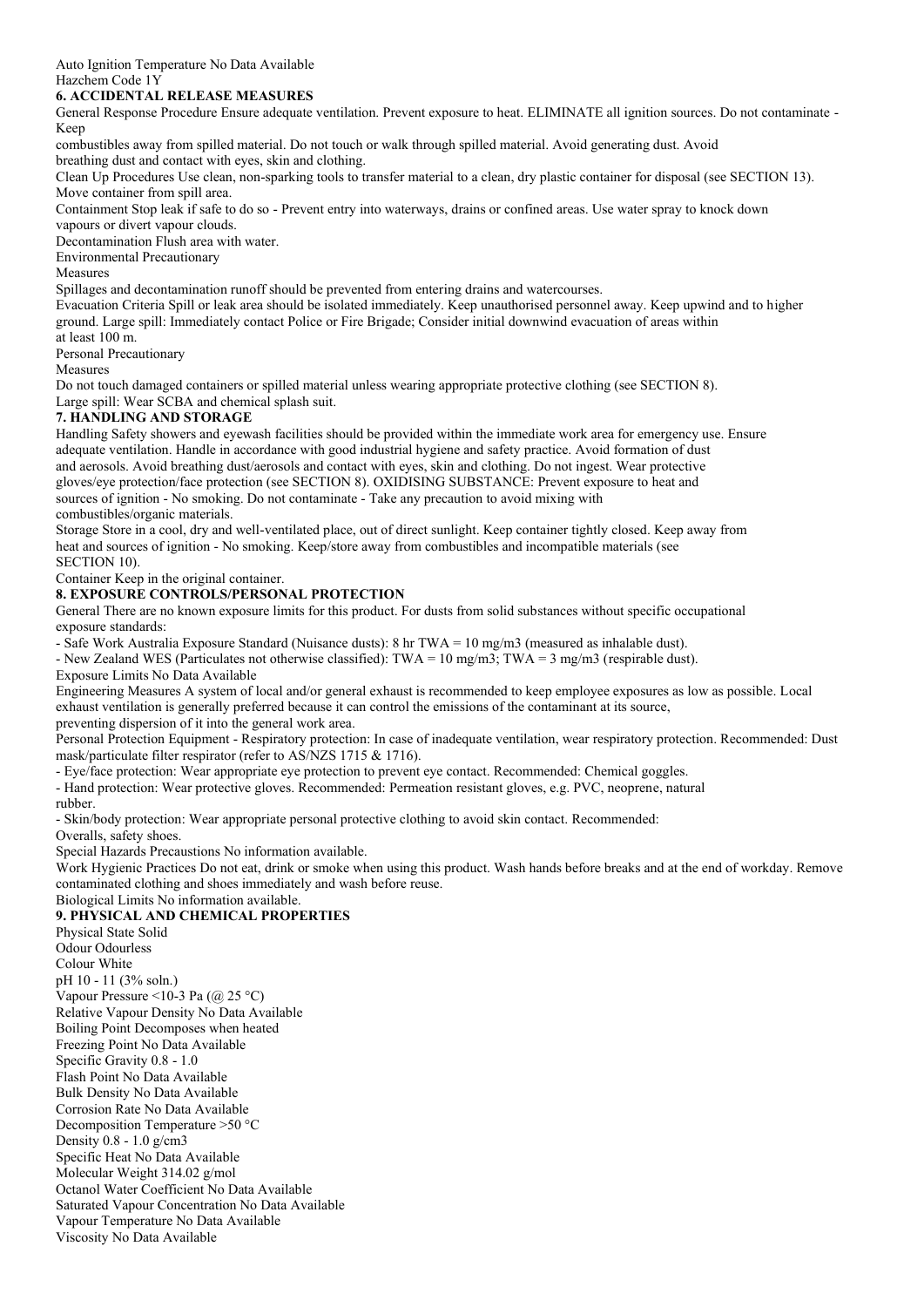Auto Ignition Temperature No Data Available
Hazchem Code 1Y

## 6. ACCIDENTAL RELEASE MEASURES

General Response Procedure Ensure adequate ventilation. Prevent exposure to heat. ELIMINATE all ignition sources. Do not contaminate - Keep combustibles away from spilled material. Do not touch or walk through spilled material. Avoid generating dust. Avoid breathing dust and contact with eyes, skin and clothing.

Clean Up Procedures Use clean, non-sparking tools to transfer material to a clean, dry plastic container for disposal (see SECTION 13). Move container from spill area.

Containment Stop leak if safe to do so - Prevent entry into waterways, drains or confined areas. Use water spray to knock down vapours or divert vapour clouds.

Decontamination Flush area with water.

Environmental Precautionary Measures

Spillages and decontamination runoff should be prevented from entering drains and watercourses.

Evacuation Criteria Spill or leak area should be isolated immediately. Keep unauthorised personnel away. Keep upwind and to higher ground. Large spill: Immediately contact Police or Fire Brigade; Consider initial downwind evacuation of areas within at least 100 m.

Personal Precautionary Measures

Do not touch damaged containers or spilled material unless wearing appropriate protective clothing (see SECTION 8). Large spill: Wear SCBA and chemical splash suit.

## 7. HANDLING AND STORAGE

Handling Safety showers and eyewash facilities should be provided within the immediate work area for emergency use. Ensure adequate ventilation. Handle in accordance with good industrial hygiene and safety practice. Avoid formation of dust and aerosols. Avoid breathing dust/aerosols and contact with eyes, skin and clothing. Do not ingest. Wear protective gloves/eye protection/face protection (see SECTION 8). OXIDISING SUBSTANCE: Prevent exposure to heat and sources of ignition - No smoking. Do not contaminate - Take any precaution to avoid mixing with combustibles/organic materials.

Storage Store in a cool, dry and well-ventilated place, out of direct sunlight. Keep container tightly closed. Keep away from heat and sources of ignition - No smoking. Keep/store away from combustibles and incompatible materials (see SECTION 10).

Container Keep in the original container.

## 8. EXPOSURE CONTROLS/PERSONAL PROTECTION

General There are no known exposure limits for this product. For dusts from solid substances without specific occupational exposure standards:

- Safe Work Australia Exposure Standard (Nuisance dusts): 8 hr TWA = 10 mg/m3 (measured as inhalable dust).
- New Zealand WES (Particulates not otherwise classified): TWA = 10 mg/m3; TWA = 3 mg/m3 (respirable dust).

Exposure Limits No Data Available

Engineering Measures A system of local and/or general exhaust is recommended to keep employee exposures as low as possible. Local exhaust ventilation is generally preferred because it can control the emissions of the contaminant at its source, preventing dispersion of it into the general work area.

Personal Protection Equipment - Respiratory protection: In case of inadequate ventilation, wear respiratory protection. Recommended: Dust mask/particulate filter respirator (refer to AS/NZS 1715 & 1716).

- Eye/face protection: Wear appropriate eye protection to prevent eye contact. Recommended: Chemical goggles.
- Hand protection: Wear protective gloves. Recommended: Permeation resistant gloves, e.g. PVC, neoprene, natural rubber.
- Skin/body protection: Wear appropriate personal protective clothing to avoid skin contact. Recommended: Overalls, safety shoes.

Special Hazards Precaustions No information available.

Work Hygienic Practices Do not eat, drink or smoke when using this product. Wash hands before breaks and at the end of workday. Remove contaminated clothing and shoes immediately and wash before reuse.

Biological Limits No information available.

## 9. PHYSICAL AND CHEMICAL PROPERTIES

Physical State Solid
Odour Odourless
Colour White
pH 10 - 11 (3% soln.)
Vapour Pressure <10-3 Pa (@ 25 °C)
Relative Vapour Density No Data Available
Boiling Point Decomposes when heated
Freezing Point No Data Available
Specific Gravity 0.8 - 1.0
Flash Point No Data Available
Bulk Density No Data Available
Corrosion Rate No Data Available
Decomposition Temperature >50 °C
Density 0.8 - 1.0 g/cm3
Specific Heat No Data Available
Molecular Weight 314.02 g/mol
Octanol Water Coefficient No Data Available
Saturated Vapour Concentration No Data Available
Vapour Temperature No Data Available
Viscosity No Data Available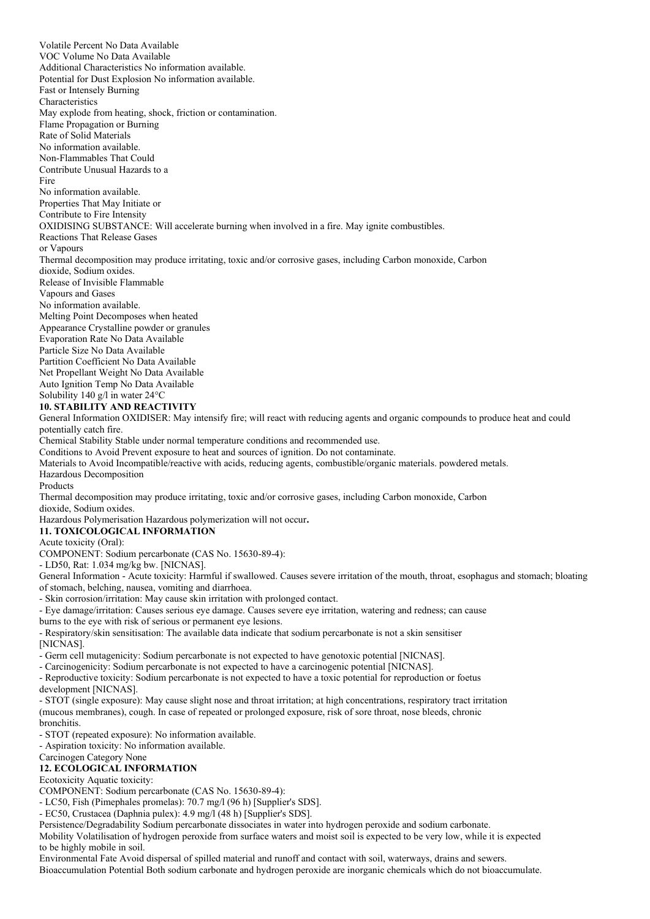Volatile Percent No Data Available
VOC Volume No Data Available
Additional Characteristics No information available.
Potential for Dust Explosion No information available.
Fast or Intensely Burning Characteristics
May explode from heating, shock, friction or contamination.
Flame Propagation or Burning Rate of Solid Materials
No information available.
Non-Flammables That Could Contribute Unusual Hazards to a Fire
No information available.
Properties That May Initiate or Contribute to Fire Intensity
OXIDISING SUBSTANCE: Will accelerate burning when involved in a fire. May ignite combustibles.
Reactions That Release Gases or Vapours
Thermal decomposition may produce irritating, toxic and/or corrosive gases, including Carbon monoxide, Carbon dioxide, Sodium oxides.
Release of Invisible Flammable Vapours and Gases
No information available.
Melting Point Decomposes when heated
Appearance Crystalline powder or granules
Evaporation Rate No Data Available
Particle Size No Data Available
Partition Coefficient No Data Available
Net Propellant Weight No Data Available
Auto Ignition Temp No Data Available
Solubility 140 g/l in water 24°C

## 10. STABILITY AND REACTIVITY

General Information OXIDISER: May intensify fire; will react with reducing agents and organic compounds to produce heat and could potentially catch fire.
Chemical Stability Stable under normal temperature conditions and recommended use.
Conditions to Avoid Prevent exposure to heat and sources of ignition. Do not contaminate.
Materials to Avoid Incompatible/reactive with acids, reducing agents, combustible/organic materials. powdered metals.
Hazardous Decomposition Products
Thermal decomposition may produce irritating, toxic and/or corrosive gases, including Carbon monoxide, Carbon dioxide, Sodium oxides.
Hazardous Polymerisation Hazardous polymerization will not occur**.**

## 11. TOXICOLOGICAL INFORMATION

Acute toxicity (Oral):
COMPONENT: Sodium percarbonate (CAS No. 15630-89-4):
- LD50, Rat: 1.034 mg/kg bw. [NICNAS].

General Information - Acute toxicity: Harmful if swallowed. Causes severe irritation of the mouth, throat, esophagus and stomach; bloating of stomach, belching, nausea, vomiting and diarrhoea.
- Skin corrosion/irritation: May cause skin irritation with prolonged contact.
- Eye damage/irritation: Causes serious eye damage. Causes severe eye irritation, watering and redness; can cause burns to the eye with risk of serious or permanent eye lesions.
- Respiratory/skin sensitisation: The available data indicate that sodium percarbonate is not a skin sensitiser [NICNAS].
- Germ cell mutagenicity: Sodium percarbonate is not expected to have genotoxic potential [NICNAS].
- Carcinogenicity: Sodium percarbonate is not expected to have a carcinogenic potential [NICNAS].
- Reproductive toxicity: Sodium percarbonate is not expected to have a toxic potential for reproduction or foetus development [NICNAS].
- STOT (single exposure): May cause slight nose and throat irritation; at high concentrations, respiratory tract irritation (mucous membranes), cough. In case of repeated or prolonged exposure, risk of sore throat, nose bleeds, chronic bronchitis.
- STOT (repeated exposure): No information available.
- Aspiration toxicity: No information available.

Carcinogen Category None

## 12. ECOLOGICAL INFORMATION

Ecotoxicity Aquatic toxicity:
COMPONENT: Sodium percarbonate (CAS No. 15630-89-4):
- LC50, Fish (Pimephales promelas): 70.7 mg/l (96 h) [Supplier's SDS].
- EC50, Crustacea (Daphnia pulex): 4.9 mg/l (48 h) [Supplier's SDS].

Persistence/Degradability Sodium percarbonate dissociates in water into hydrogen peroxide and sodium carbonate.
Mobility Volatilisation of hydrogen peroxide from surface waters and moist soil is expected to be very low, while it is expected to be highly mobile in soil.
Environmental Fate Avoid dispersal of spilled material and runoff and contact with soil, waterways, drains and sewers.
Bioaccumulation Potential Both sodium carbonate and hydrogen peroxide are inorganic chemicals which do not bioaccumulate.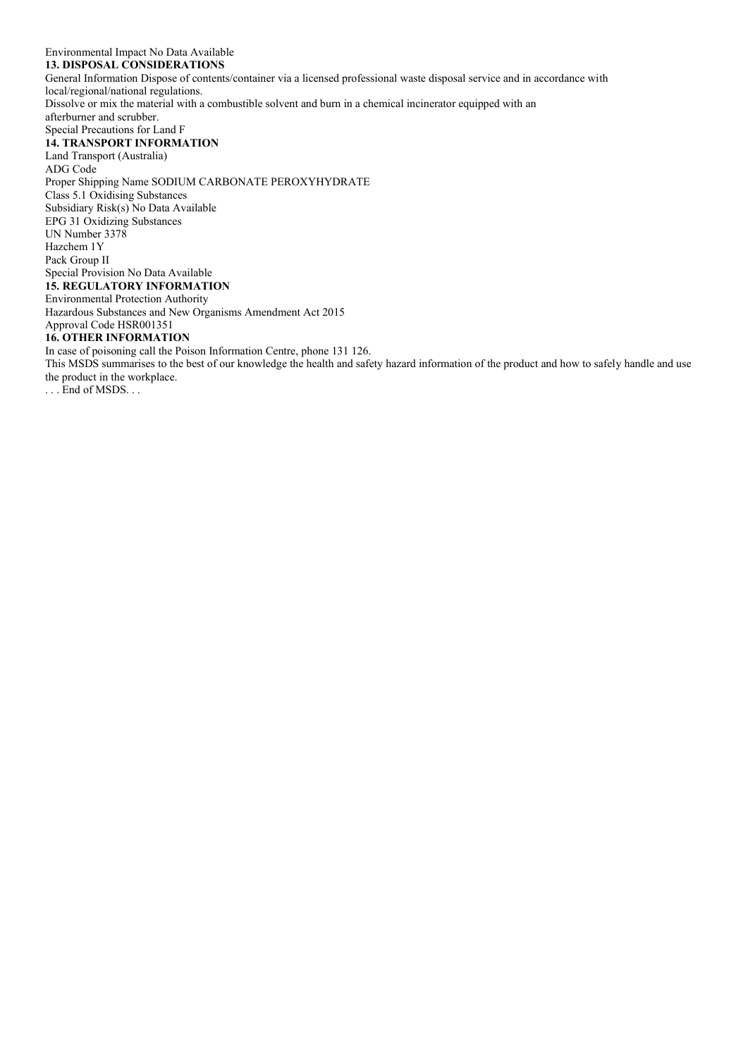Environmental Impact No Data Available

## 13. DISPOSAL CONSIDERATIONS

General Information Dispose of contents/container via a licensed professional waste disposal service and in accordance with local/regional/national regulations.

Dissolve or mix the material with a combustible solvent and burn in a chemical incinerator equipped with an afterburner and scrubber.

Special Precautions for Land F

## 14. TRANSPORT INFORMATION

Land Transport (Australia)

ADG Code

Proper Shipping Name SODIUM CARBONATE PEROXYHYDRATE

Class 5.1 Oxidising Substances

Subsidiary Risk(s) No Data Available

EPG 31 Oxidizing Substances

UN Number 3378

Hazchem 1Y

Pack Group II

Special Provision No Data Available

## 15. REGULATORY INFORMATION

Environmental Protection Authority

Hazardous Substances and New Organisms Amendment Act 2015

Approval Code HSR001351

## 16. OTHER INFORMATION

In case of poisoning call the Poison Information Centre, phone 131 126.

This MSDS summarises to the best of our knowledge the health and safety hazard information of the product and how to safely handle and use the product in the workplace.

. . . End of MSDS. . .